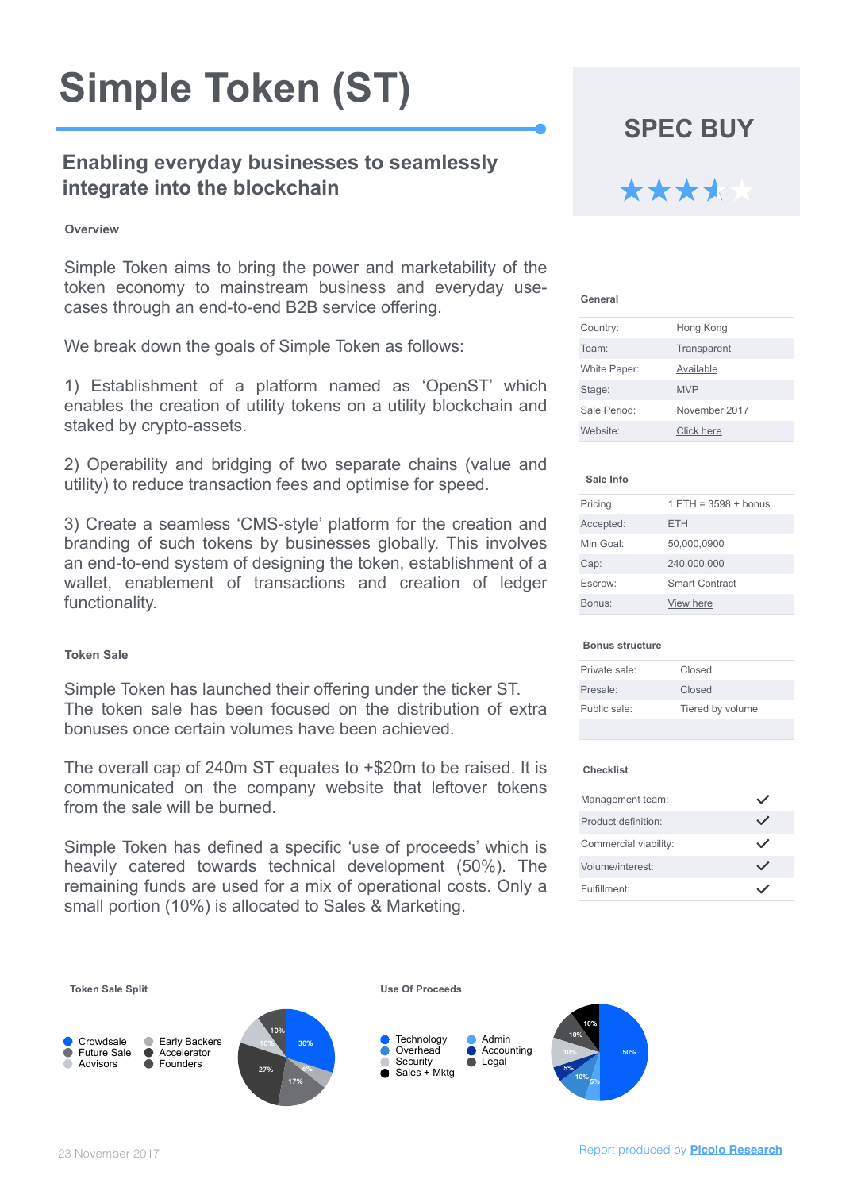# Simple Token (ST)

## Enabling everyday businesses to seamlessly integrate into the blockchain

### Overview

Simple Token aims to bring the power and marketability of the token economy to mainstream business and everyday use-cases through an end-to-end B2B service offering.

We break down the goals of Simple Token as follows:

1) Establishment of a platform named as 'OpenST' which enables the creation of utility tokens on a utility blockchain and staked by crypto-assets.

2) Operability and bridging of two separate chains (value and utility) to reduce transaction fees and optimise for speed.

3) Create a seamless 'CMS-style' platform for the creation and branding of such tokens by businesses globally. This involves an end-to-end system of designing the token, establishment of a wallet, enablement of transactions and creation of ledger functionality.

### Token Sale

Simple Token has launched their offering under the ticker ST. The token sale has been focused on the distribution of extra bonuses once certain volumes have been achieved.

The overall cap of 240m ST equates to +$20m to be raised. It is communicated on the company website that leftover tokens from the sale will be burned.

Simple Token has defined a specific 'use of proceeds' which is heavily catered towards technical development (50%). The remaining funds are used for a mix of operational costs. Only a small portion (10%) is allocated to Sales & Marketing.

## SPEC BUY

★★★★☆

### General

| | |
|---|---|
| Country: | Hong Kong |
| Team: | Transparent |
| White Paper: | Available |
| Stage: | MVP |
| Sale Period: | November 2017 |
| Website: | Click here |

### Sale Info

| | |
|---|---|
| Pricing: | 1 ETH = 3598 + bonus |
| Accepted: | ETH |
| Min Goal: | 50,000,0900 |
| Cap: | 240,000,000 |
| Escrow: | Smart Contract |
| Bonus: | View here |

### Bonus structure

| | |
|---|---|
| Private sale: | Closed |
| Presale: | Closed |
| Public sale: | Tiered by volume |

### Checklist

| | |
|---|---|
| Management team: | ✓ |
| Product definition: | ✓ |
| Commercial viability: | ✓ |
| Volume/interest: | ✓ |
| Fulfillment: | ✓ |

### Token Sale Split

- Crowdsale
- Future Sale
- Advisors
- Early Backers
- Accelerator
- Founders

30%, 6%, 17%, 27%, 10%, 10%

### Use Of Proceeds

- Technology
- Overhead
- Security
- Sales + Mktg
- Admin
- Accounting
- Legal

50%, 5%, 10%, 5%, 10%, 10%, 10%

23 November 2017

Report produced by **Picolo Research**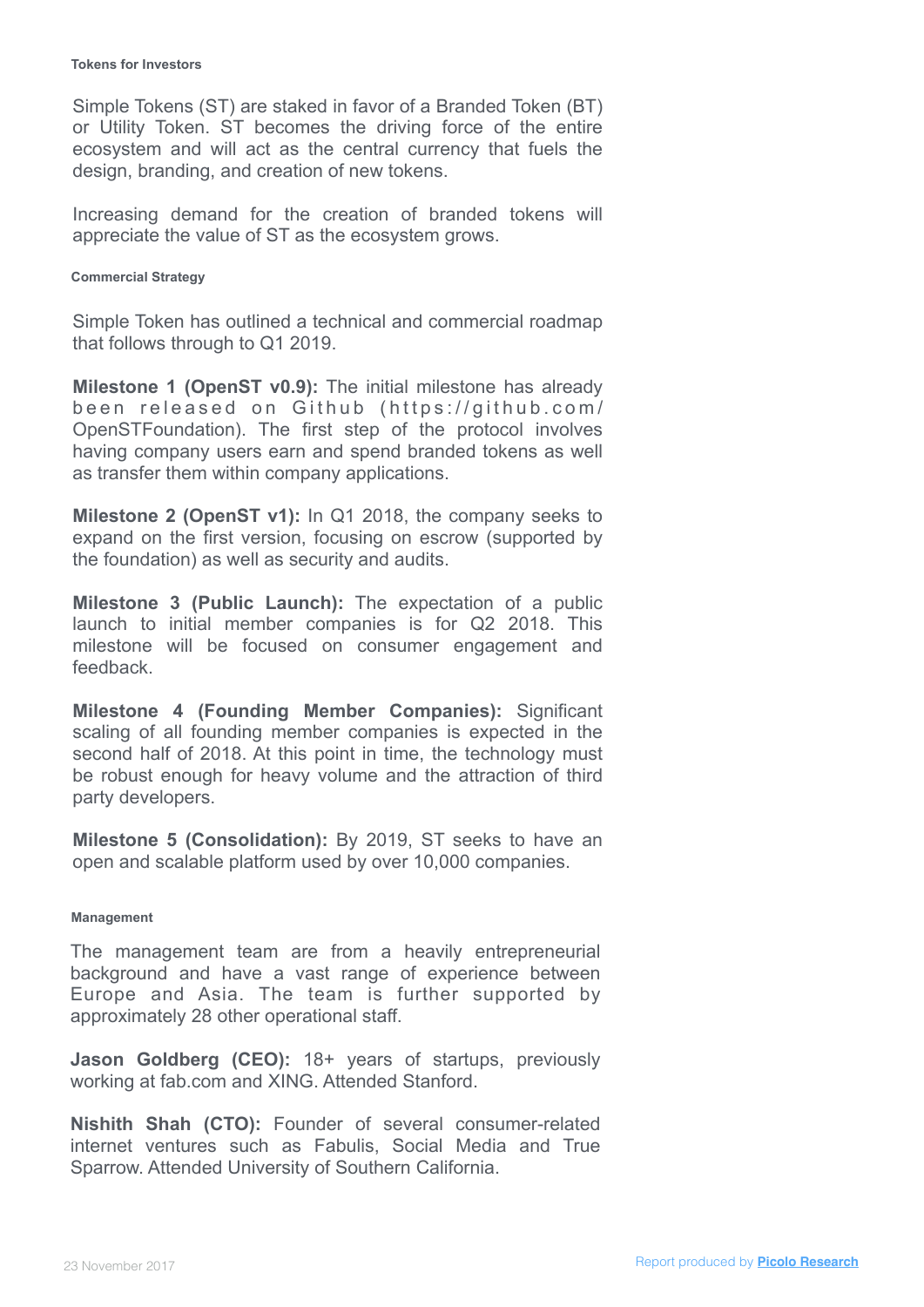### Tokens for Investors

Simple Tokens (ST) are staked in favor of a Branded Token (BT) or Utility Token. ST becomes the driving force of the entire ecosystem and will act as the central currency that fuels the design, branding, and creation of new tokens.

Increasing demand for the creation of branded tokens will appreciate the value of ST as the ecosystem grows.

### Commercial Strategy

Simple Token has outlined a technical and commercial roadmap that follows through to Q1 2019.

**Milestone 1 (OpenST v0.9):** The initial milestone has already been released on Github (https://github.com/OpenSTFoundation). The first step of the protocol involves having company users earn and spend branded tokens as well as transfer them within company applications.

**Milestone 2 (OpenST v1):** In Q1 2018, the company seeks to expand on the first version, focusing on escrow (supported by the foundation) as well as security and audits.

**Milestone 3 (Public Launch):** The expectation of a public launch to initial member companies is for Q2 2018. This milestone will be focused on consumer engagement and feedback.

**Milestone 4 (Founding Member Companies):** Significant scaling of all founding member companies is expected in the second half of 2018. At this point in time, the technology must be robust enough for heavy volume and the attraction of third party developers.

**Milestone 5 (Consolidation):** By 2019, ST seeks to have an open and scalable platform used by over 10,000 companies.

### Management

The management team are from a heavily entrepreneurial background and have a vast range of experience between Europe and Asia. The team is further supported by approximately 28 other operational staff.

**Jason Goldberg (CEO):** 18+ years of startups, previously working at fab.com and XING. Attended Stanford.

**Nishith Shah (CTO):** Founder of several consumer-related internet ventures such as Fabulis, Social Media and True Sparrow. Attended University of Southern California.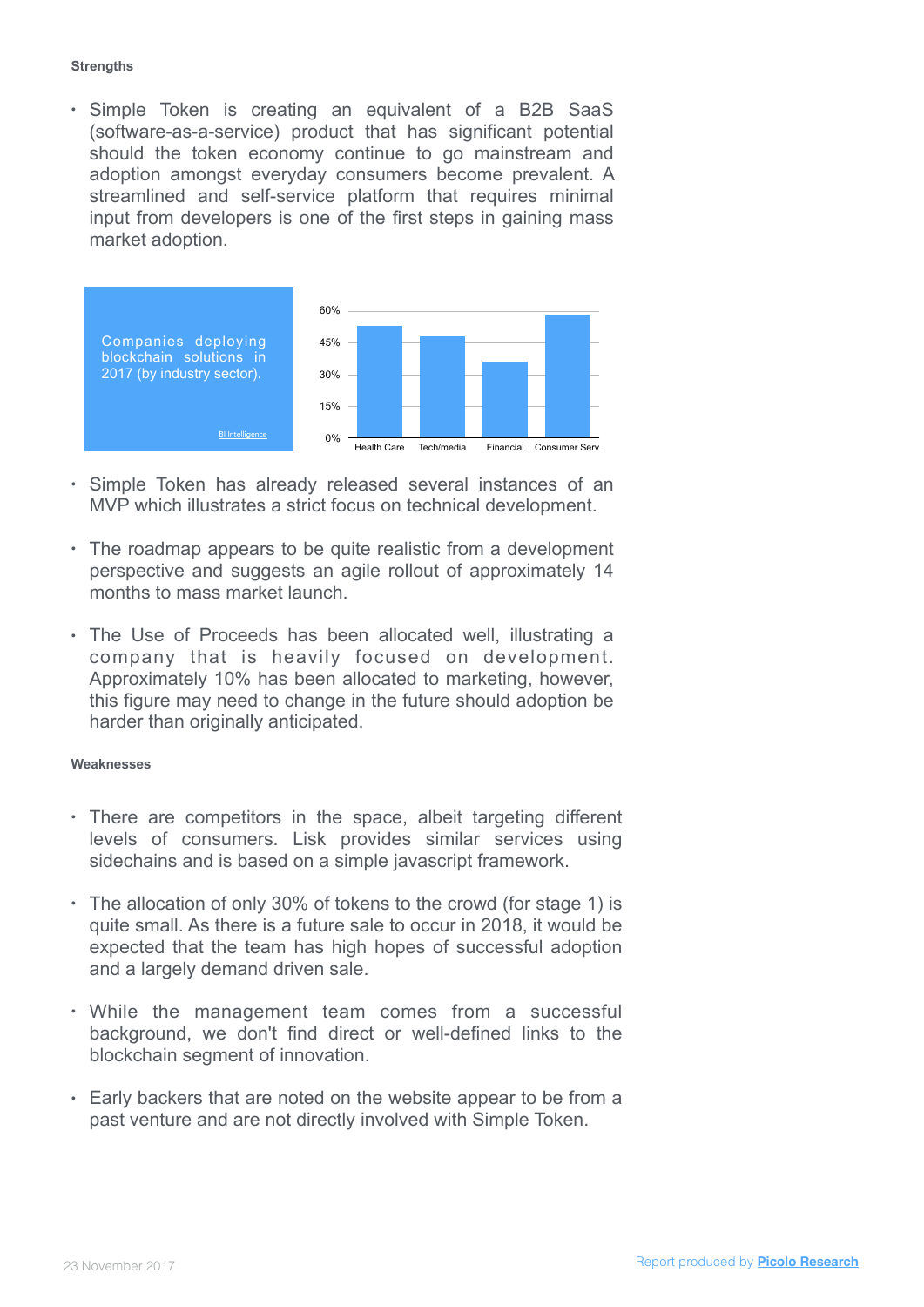**Strengths**

- Simple Token is creating an equivalent of a B2B SaaS (software-as-a-service) product that has significant potential should the token economy continue to go mainstream and adoption amongst everyday consumers become prevalent. A streamlined and self-service platform that requires minimal input from developers is one of the first steps in gaining mass market adoption.

Companies deploying blockchain solutions in 2017 (by industry sector).

BI Intelligence

- Simple Token has already released several instances of an MVP which illustrates a strict focus on technical development.
- The roadmap appears to be quite realistic from a development perspective and suggests an agile rollout of approximately 14 months to mass market launch.
- The Use of Proceeds has been allocated well, illustrating a company that is heavily focused on development. Approximately 10% has been allocated to marketing, however, this figure may need to change in the future should adoption be harder than originally anticipated.

**Weaknesses**

- There are competitors in the space, albeit targeting different levels of consumers. Lisk provides similar services using sidechains and is based on a simple javascript framework.
- The allocation of only 30% of tokens to the crowd (for stage 1) is quite small. As there is a future sale to occur in 2018, it would be expected that the team has high hopes of successful adoption and a largely demand driven sale.
- While the management team comes from a successful background, we don't find direct or well-defined links to the blockchain segment of innovation.
- Early backers that are noted on the website appear to be from a past venture and are not directly involved with Simple Token.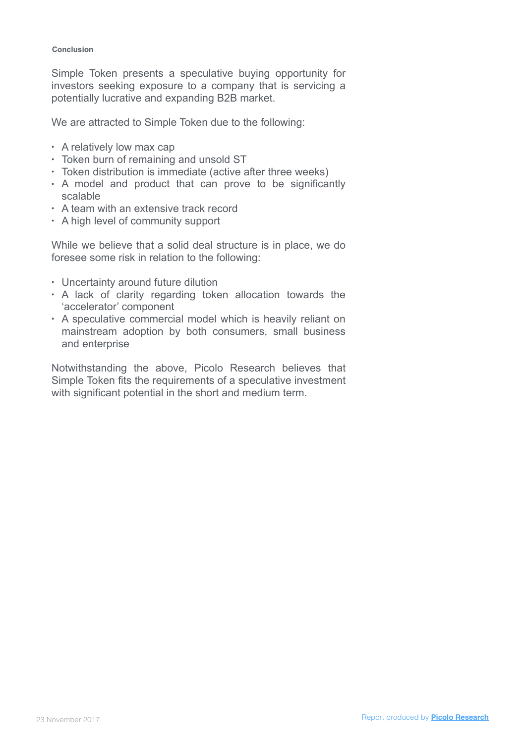### Conclusion

Simple Token presents a speculative buying opportunity for investors seeking exposure to a company that is servicing a potentially lucrative and expanding B2B market.

We are attracted to Simple Token due to the following:

- A relatively low max cap
- Token burn of remaining and unsold ST
- Token distribution is immediate (active after three weeks)
- A model and product that can prove to be significantly scalable
- A team with an extensive track record
- A high level of community support

While we believe that a solid deal structure is in place, we do foresee some risk in relation to the following:

- Uncertainty around future dilution
- A lack of clarity regarding token allocation towards the 'accelerator' component
- A speculative commercial model which is heavily reliant on mainstream adoption by both consumers, small business and enterprise

Notwithstanding the above, Picolo Research believes that Simple Token fits the requirements of a speculative investment with significant potential in the short and medium term.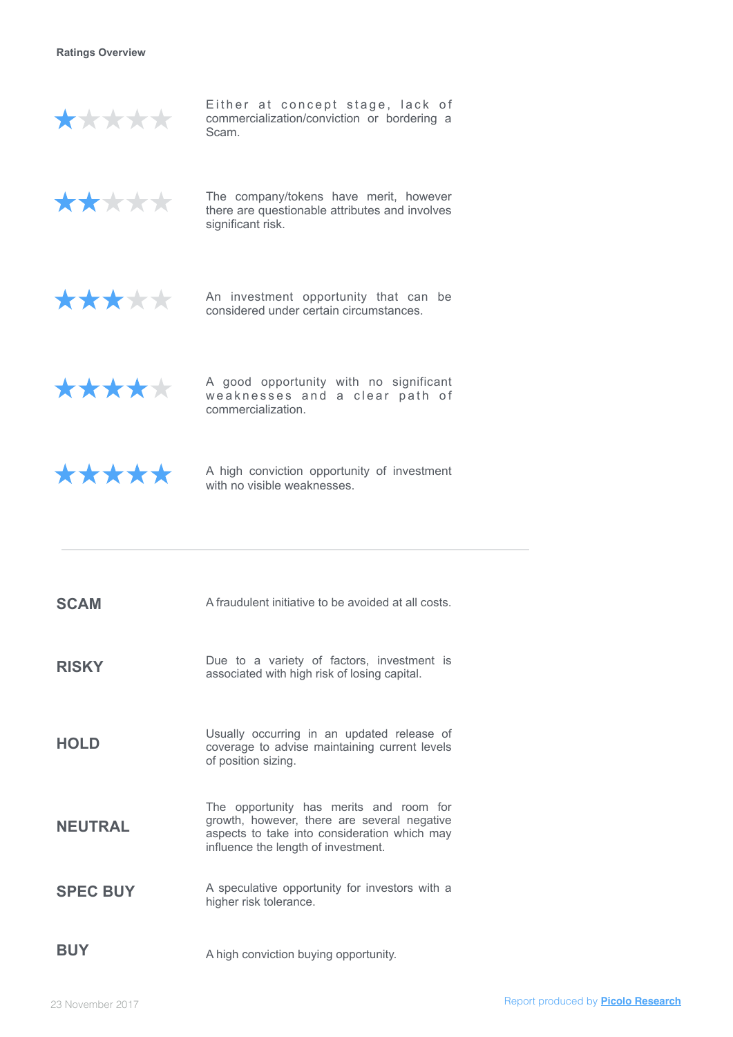**Ratings Overview**

| Rating | Description |
| --- | --- |
| ★☆☆☆☆ | Either at concept stage, lack of commercialization/conviction or bordering a Scam. |
| ★★☆☆☆ | The company/tokens have merit, however there are questionable attributes and involves significant risk. |
| ★★★☆☆ | An investment opportunity that can be considered under certain circumstances. |
| ★★★★☆ | A good opportunity with no significant weaknesses and a clear path of commercialization. |
| ★★★★★ | A high conviction opportunity of investment with no visible weaknesses. |

---

| Rating | Description |
| --- | --- |
| **SCAM** | A fraudulent initiative to be avoided at all costs. |
| **RISKY** | Due to a variety of factors, investment is associated with high risk of losing capital. |
| **HOLD** | Usually occurring in an updated release of coverage to advise maintaining current levels of position sizing. |
| **NEUTRAL** | The opportunity has merits and room for growth, however, there are several negative aspects to take into consideration which may influence the length of investment. |
| **SPEC BUY** | A speculative opportunity for investors with a higher risk tolerance. |
| **BUY** | A high conviction buying opportunity. |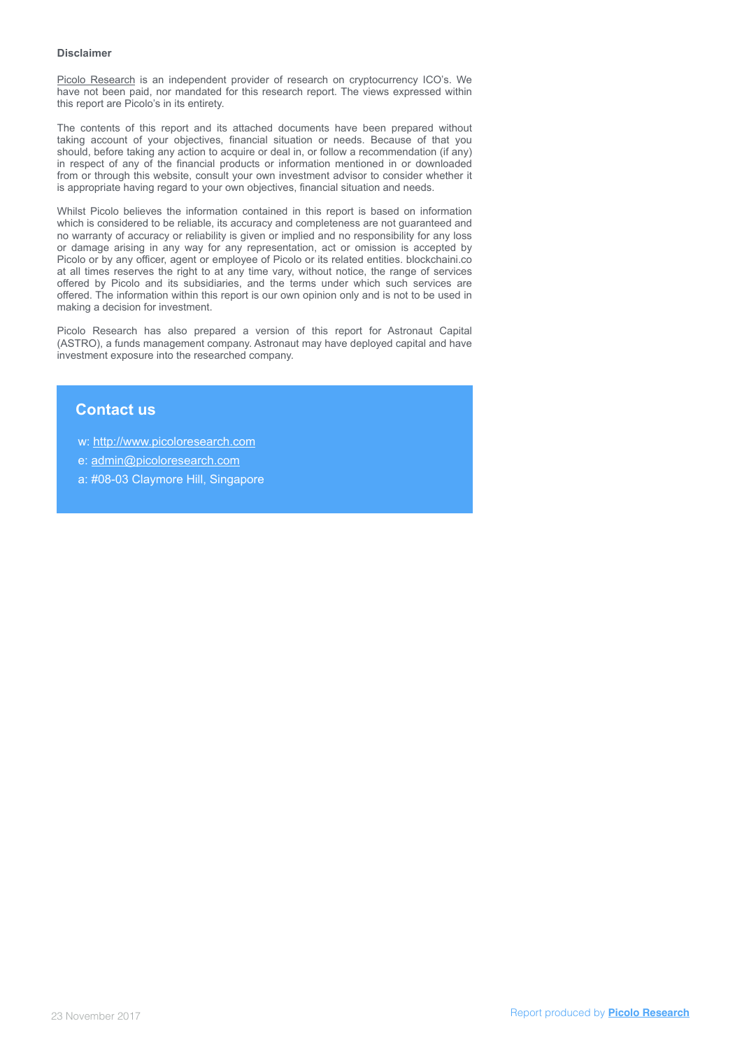**Disclaimer**

Picolo Research is an independent provider of research on cryptocurrency ICO's. We have not been paid, nor mandated for this research report. The views expressed within this report are Picolo's in its entirety.

The contents of this report and its attached documents have been prepared without taking account of your objectives, financial situation or needs. Because of that you should, before taking any action to acquire or deal in, or follow a recommendation (if any) in respect of any of the financial products or information mentioned in or downloaded from or through this website, consult your own investment advisor to consider whether it is appropriate having regard to your own objectives, financial situation and needs.

Whilst Picolo believes the information contained in this report is based on information which is considered to be reliable, its accuracy and completeness are not guaranteed and no warranty of accuracy or reliability is given or implied and no responsibility for any loss or damage arising in any way for any representation, act or omission is accepted by Picolo or by any officer, agent or employee of Picolo or its related entities. blockchaini.co at all times reserves the right to at any time vary, without notice, the range of services offered by Picolo and its subsidiaries, and the terms under which such services are offered. The information within this report is our own opinion only and is not to be used in making a decision for investment.

Picolo Research has also prepared a version of this report for Astronaut Capital (ASTRO), a funds management company. Astronaut may have deployed capital and have investment exposure into the researched company.

## Contact us

w: http://www.picoloresearch.com

e: admin@picoloresearch.com

a: #08-03 Claymore Hill, Singapore

23 November 2017

Report produced by **Picolo Research**